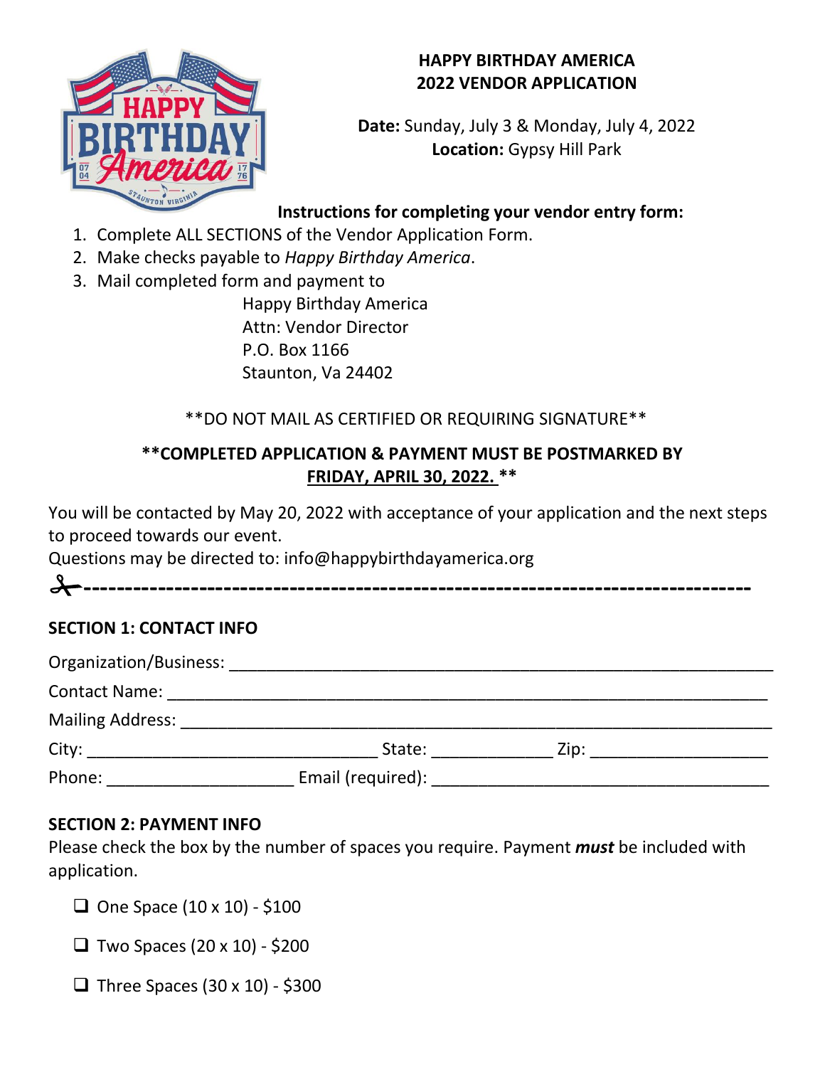# HAPPY BIRTHDAY AMERICA 2022 VENDOR APPLICATION

**Date:** Sunday, July 3 & Monday, July 4, 2022
**Location:** Gypsy Hill Park

**Instructions for completing your vendor entry form:**

1. Complete ALL SECTIONS of the Vendor Application Form.
2. Make checks payable to *Happy Birthday America*.
3. Mail completed form and payment to

   Happy Birthday America
   Attn: Vendor Director
   P.O. Box 1166
   Staunton, Va 24402

**DO NOT MAIL AS CERTIFIED OR REQUIRING SIGNATURE**

****COMPLETED APPLICATION & PAYMENT MUST BE POSTMARKED BY FRIDAY, APRIL 30, 2022. ****

You will be contacted by May 20, 2022 with acceptance of your application and the next steps to proceed towards our event.

Questions may be directed to: info@happybirthdayamerica.org

✂------------------------------------------------------------------------------------

**SECTION 1: CONTACT INFO**

Organization/Business: ______________________________________________

Contact Name: ______________________________________________

Mailing Address: ______________________________________________

City: ______________________ State: __________ Zip: ______________

Phone: ______________ Email (required): ___________________________

**SECTION 2: PAYMENT INFO**

Please check the box by the number of spaces you require. Payment ***must*** be included with application.

- ❑ One Space (10 x 10) - $100
- ❑ Two Spaces (20 x 10) - $200
- ❑ Three Spaces (30 x 10) - $300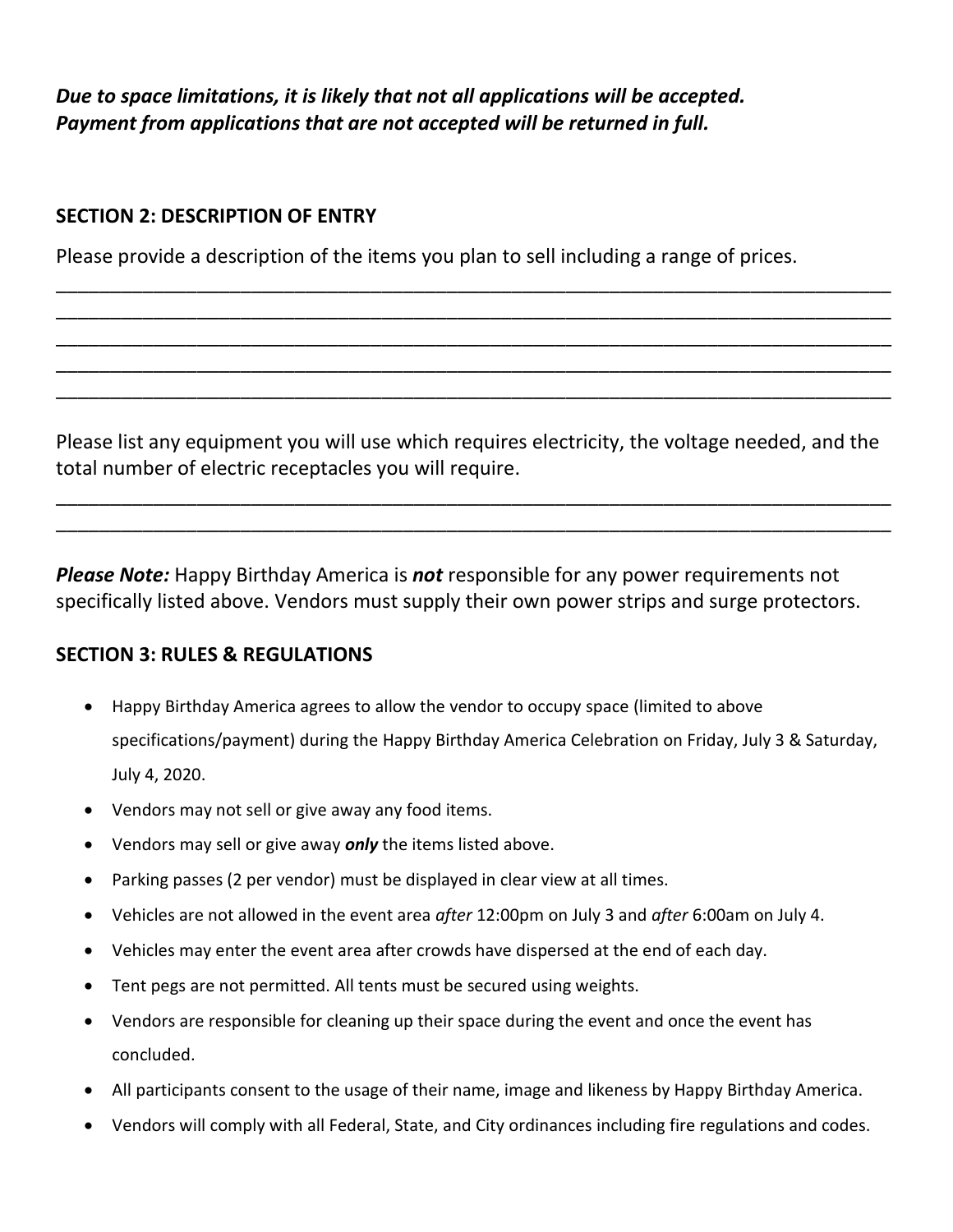***Due to space limitations, it is likely that not all applications will be accepted. Payment from applications that are not accepted will be returned in full.***

## SECTION 2: DESCRIPTION OF ENTRY

Please provide a description of the items you plan to sell including a range of prices.

______________________________________________________________________________
______________________________________________________________________________
______________________________________________________________________________
______________________________________________________________________________
______________________________________________________________________________

Please list any equipment you will use which requires electricity, the voltage needed, and the total number of electric receptacles you will require.

______________________________________________________________________________
______________________________________________________________________________

***Please Note:*** Happy Birthday America is ***not*** responsible for any power requirements not specifically listed above. Vendors must supply their own power strips and surge protectors.

## SECTION 3: RULES & REGULATIONS

- Happy Birthday America agrees to allow the vendor to occupy space (limited to above specifications/payment) during the Happy Birthday America Celebration on Friday, July 3 & Saturday, July 4, 2020.
- Vendors may not sell or give away any food items.
- Vendors may sell or give away ***only*** the items listed above.
- Parking passes (2 per vendor) must be displayed in clear view at all times.
- Vehicles are not allowed in the event area *after* 12:00pm on July 3 and *after* 6:00am on July 4.
- Vehicles may enter the event area after crowds have dispersed at the end of each day.
- Tent pegs are not permitted. All tents must be secured using weights.
- Vendors are responsible for cleaning up their space during the event and once the event has concluded.
- All participants consent to the usage of their name, image and likeness by Happy Birthday America.
- Vendors will comply with all Federal, State, and City ordinances including fire regulations and codes.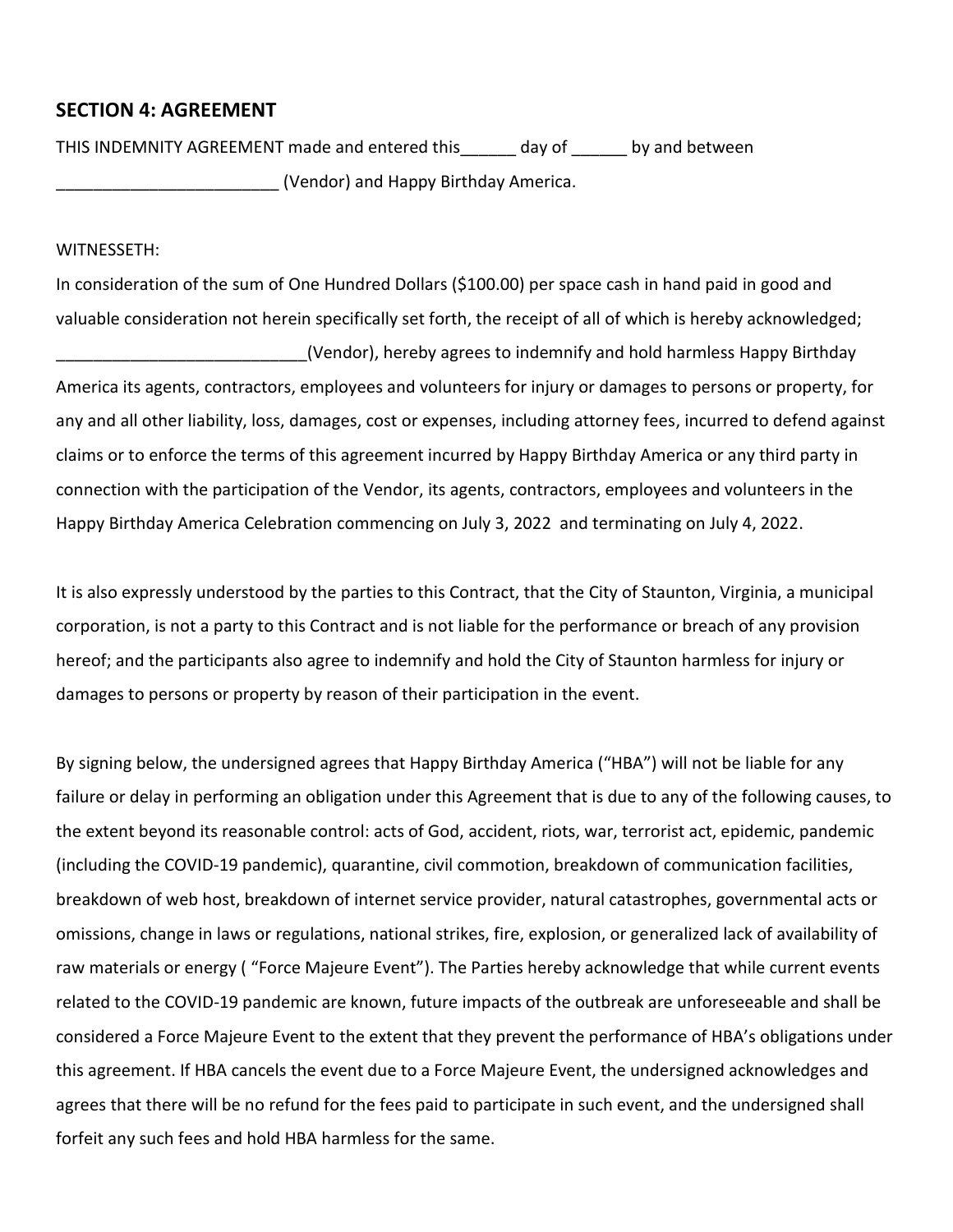## SECTION 4: AGREEMENT

THIS INDEMNITY AGREEMENT made and entered this______ day of ______ by and between ________________________ (Vendor) and Happy Birthday America.

WITNESSETH:

In consideration of the sum of One Hundred Dollars ($100.00) per space cash in hand paid in good and valuable consideration not herein specifically set forth, the receipt of all of which is hereby acknowledged; ___________________________(Vendor), hereby agrees to indemnify and hold harmless Happy Birthday America its agents, contractors, employees and volunteers for injury or damages to persons or property, for any and all other liability, loss, damages, cost or expenses, including attorney fees, incurred to defend against claims or to enforce the terms of this agreement incurred by Happy Birthday America or any third party in connection with the participation of the Vendor, its agents, contractors, employees and volunteers in the Happy Birthday America Celebration commencing on July 3, 2022 and terminating on July 4, 2022.

It is also expressly understood by the parties to this Contract, that the City of Staunton, Virginia, a municipal corporation, is not a party to this Contract and is not liable for the performance or breach of any provision hereof; and the participants also agree to indemnify and hold the City of Staunton harmless for injury or damages to persons or property by reason of their participation in the event.

By signing below, the undersigned agrees that Happy Birthday America ("HBA") will not be liable for any failure or delay in performing an obligation under this Agreement that is due to any of the following causes, to the extent beyond its reasonable control: acts of God, accident, riots, war, terrorist act, epidemic, pandemic (including the COVID-19 pandemic), quarantine, civil commotion, breakdown of communication facilities, breakdown of web host, breakdown of internet service provider, natural catastrophes, governmental acts or omissions, change in laws or regulations, national strikes, fire, explosion, or generalized lack of availability of raw materials or energy ( "Force Majeure Event"). The Parties hereby acknowledge that while current events related to the COVID-19 pandemic are known, future impacts of the outbreak are unforeseeable and shall be considered a Force Majeure Event to the extent that they prevent the performance of HBA's obligations under this agreement. If HBA cancels the event due to a Force Majeure Event, the undersigned acknowledges and agrees that there will be no refund for the fees paid to participate in such event, and the undersigned shall forfeit any such fees and hold HBA harmless for the same.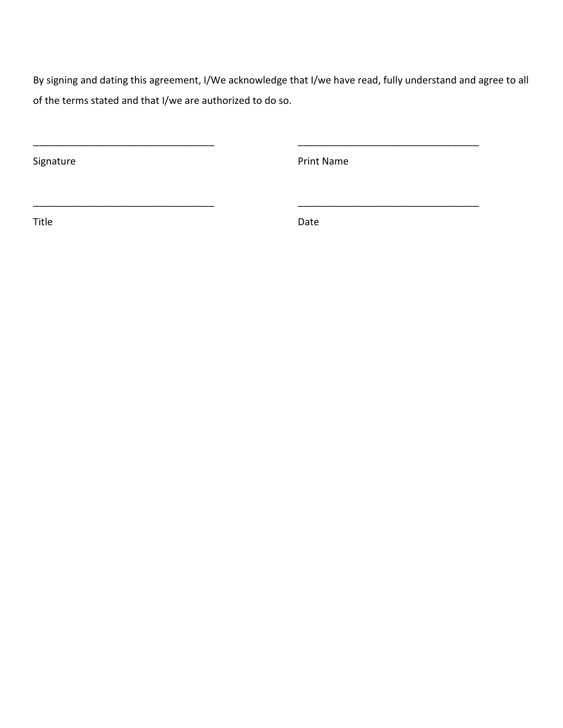By signing and dating this agreement, I/We acknowledge that I/we have read, fully understand and agree to all of the terms stated and that I/we are authorized to do so.

| | |
|---|---|
| _________________________________ | _________________________________ |
| Signature | Print Name |
| _________________________________ | _________________________________ |
| Title | Date |